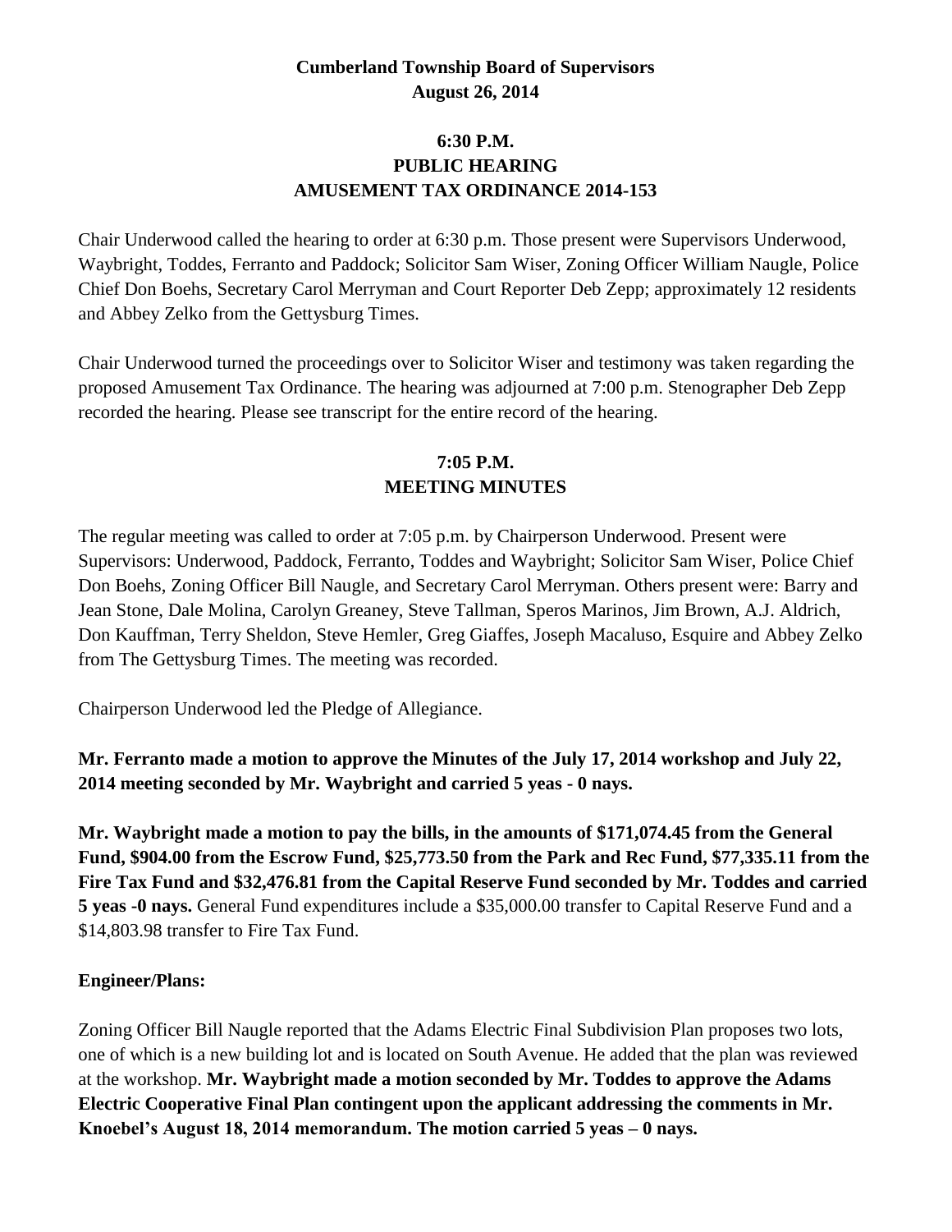**Cumberland Township Board of Supervisors**
**August 26, 2014**

**6:30 P.M.**
**PUBLIC HEARING**
**AMUSEMENT TAX ORDINANCE 2014-153**

Chair Underwood called the hearing to order at 6:30 p.m. Those present were Supervisors Underwood, Waybright, Toddes, Ferranto and Paddock; Solicitor Sam Wiser, Zoning Officer William Naugle, Police Chief Don Boehs, Secretary Carol Merryman and Court Reporter Deb Zepp; approximately 12 residents and Abbey Zelko from the Gettysburg Times.

Chair Underwood turned the proceedings over to Solicitor Wiser and testimony was taken regarding the proposed Amusement Tax Ordinance. The hearing was adjourned at 7:00 p.m. Stenographer Deb Zepp recorded the hearing. Please see transcript for the entire record of the hearing.

**7:05 P.M.**
**MEETING MINUTES**

The regular meeting was called to order at 7:05 p.m. by Chairperson Underwood. Present were Supervisors: Underwood, Paddock, Ferranto, Toddes and Waybright; Solicitor Sam Wiser, Police Chief Don Boehs, Zoning Officer Bill Naugle, and Secretary Carol Merryman. Others present were: Barry and Jean Stone, Dale Molina, Carolyn Greaney, Steve Tallman, Speros Marinos, Jim Brown, A.J. Aldrich, Don Kauffman, Terry Sheldon, Steve Hemler, Greg Giaffes, Joseph Macaluso, Esquire and Abbey Zelko from The Gettysburg Times. The meeting was recorded.

Chairperson Underwood led the Pledge of Allegiance.

**Mr. Ferranto made a motion to approve the Minutes of the July 17, 2014 workshop and July 22, 2014 meeting seconded by Mr. Waybright and carried 5 yeas - 0 nays.**

**Mr. Waybright made a motion to pay the bills, in the amounts of $171,074.45 from the General Fund, $904.00 from the Escrow Fund, $25,773.50 from the Park and Rec Fund, $77,335.11 from the Fire Tax Fund and $32,476.81 from the Capital Reserve Fund seconded by Mr. Toddes and carried 5 yeas -0 nays.** General Fund expenditures include a $35,000.00 transfer to Capital Reserve Fund and a $14,803.98 transfer to Fire Tax Fund.

**Engineer/Plans:**

Zoning Officer Bill Naugle reported that the Adams Electric Final Subdivision Plan proposes two lots, one of which is a new building lot and is located on South Avenue. He added that the plan was reviewed at the workshop. **Mr. Waybright made a motion seconded by Mr. Toddes to approve the Adams Electric Cooperative Final Plan contingent upon the applicant addressing the comments in Mr. Knoebel's August 18, 2014 memorandum. The motion carried 5 yeas – 0 nays.**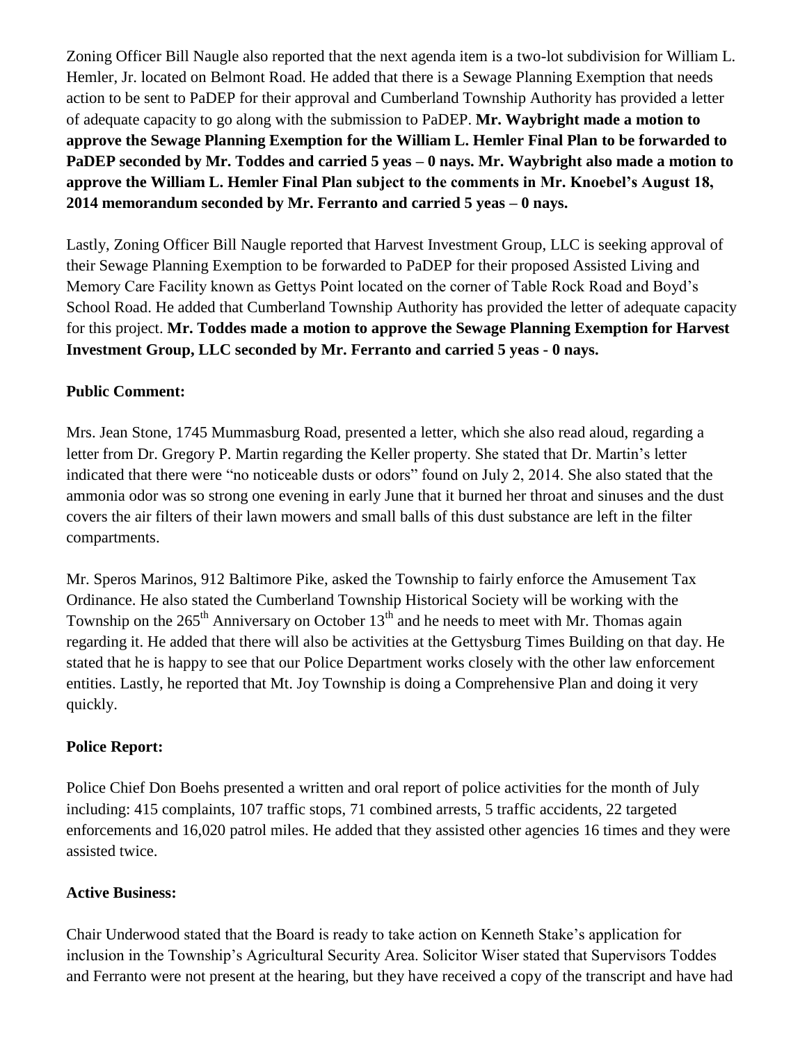Zoning Officer Bill Naugle also reported that the next agenda item is a two-lot subdivision for William L. Hemler, Jr. located on Belmont Road. He added that there is a Sewage Planning Exemption that needs action to be sent to PaDEP for their approval and Cumberland Township Authority has provided a letter of adequate capacity to go along with the submission to PaDEP. **Mr. Waybright made a motion to approve the Sewage Planning Exemption for the William L. Hemler Final Plan to be forwarded to PaDEP seconded by Mr. Toddes and carried 5 yeas – 0 nays. Mr. Waybright also made a motion to approve the William L. Hemler Final Plan subject to the comments in Mr. Knoebel's August 18, 2014 memorandum seconded by Mr. Ferranto and carried 5 yeas – 0 nays.**

Lastly, Zoning Officer Bill Naugle reported that Harvest Investment Group, LLC is seeking approval of their Sewage Planning Exemption to be forwarded to PaDEP for their proposed Assisted Living and Memory Care Facility known as Gettys Point located on the corner of Table Rock Road and Boyd's School Road. He added that Cumberland Township Authority has provided the letter of adequate capacity for this project. **Mr. Toddes made a motion to approve the Sewage Planning Exemption for Harvest Investment Group, LLC seconded by Mr. Ferranto and carried 5 yeas - 0 nays.**

**Public Comment:**

Mrs. Jean Stone, 1745 Mummasburg Road, presented a letter, which she also read aloud, regarding a letter from Dr. Gregory P. Martin regarding the Keller property. She stated that Dr. Martin's letter indicated that there were "no noticeable dusts or odors" found on July 2, 2014. She also stated that the ammonia odor was so strong one evening in early June that it burned her throat and sinuses and the dust covers the air filters of their lawn mowers and small balls of this dust substance are left in the filter compartments.

Mr. Speros Marinos, 912 Baltimore Pike, asked the Township to fairly enforce the Amusement Tax Ordinance. He also stated the Cumberland Township Historical Society will be working with the Township on the 265th Anniversary on October 13th and he needs to meet with Mr. Thomas again regarding it. He added that there will also be activities at the Gettysburg Times Building on that day. He stated that he is happy to see that our Police Department works closely with the other law enforcement entities. Lastly, he reported that Mt. Joy Township is doing a Comprehensive Plan and doing it very quickly.

**Police Report:**

Police Chief Don Boehs presented a written and oral report of police activities for the month of July including: 415 complaints, 107 traffic stops, 71 combined arrests, 5 traffic accidents, 22 targeted enforcements and 16,020 patrol miles. He added that they assisted other agencies 16 times and they were assisted twice.

**Active Business:**

Chair Underwood stated that the Board is ready to take action on Kenneth Stake's application for inclusion in the Township's Agricultural Security Area. Solicitor Wiser stated that Supervisors Toddes and Ferranto were not present at the hearing, but they have received a copy of the transcript and have had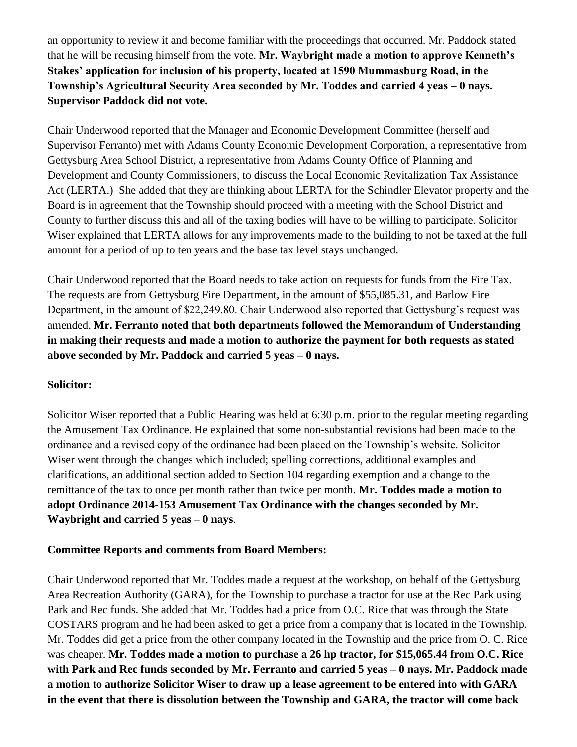an opportunity to review it and become familiar with the proceedings that occurred. Mr. Paddock stated that he will be recusing himself from the vote. **Mr. Waybright made a motion to approve Kenneth's Stakes' application for inclusion of his property, located at 1590 Mummasburg Road, in the Township's Agricultural Security Area seconded by Mr. Toddes and carried 4 yeas – 0 nays. Supervisor Paddock did not vote.**

Chair Underwood reported that the Manager and Economic Development Committee (herself and Supervisor Ferranto) met with Adams County Economic Development Corporation, a representative from Gettysburg Area School District, a representative from Adams County Office of Planning and Development and County Commissioners, to discuss the Local Economic Revitalization Tax Assistance Act (LERTA.) She added that they are thinking about LERTA for the Schindler Elevator property and the Board is in agreement that the Township should proceed with a meeting with the School District and County to further discuss this and all of the taxing bodies will have to be willing to participate. Solicitor Wiser explained that LERTA allows for any improvements made to the building to not be taxed at the full amount for a period of up to ten years and the base tax level stays unchanged.

Chair Underwood reported that the Board needs to take action on requests for funds from the Fire Tax. The requests are from Gettysburg Fire Department, in the amount of $55,085.31, and Barlow Fire Department, in the amount of $22,249.80. Chair Underwood also reported that Gettysburg's request was amended. **Mr. Ferranto noted that both departments followed the Memorandum of Understanding in making their requests and made a motion to authorize the payment for both requests as stated above seconded by Mr. Paddock and carried 5 yeas – 0 nays.**

**Solicitor:**

Solicitor Wiser reported that a Public Hearing was held at 6:30 p.m. prior to the regular meeting regarding the Amusement Tax Ordinance. He explained that some non-substantial revisions had been made to the ordinance and a revised copy of the ordinance had been placed on the Township's website. Solicitor Wiser went through the changes which included; spelling corrections, additional examples and clarifications, an additional section added to Section 104 regarding exemption and a change to the remittance of the tax to once per month rather than twice per month. **Mr. Toddes made a motion to adopt Ordinance 2014-153 Amusement Tax Ordinance with the changes seconded by Mr. Waybright and carried 5 yeas – 0 nays**.

**Committee Reports and comments from Board Members:**

Chair Underwood reported that Mr. Toddes made a request at the workshop, on behalf of the Gettysburg Area Recreation Authority (GARA), for the Township to purchase a tractor for use at the Rec Park using Park and Rec funds. She added that Mr. Toddes had a price from O.C. Rice that was through the State COSTARS program and he had been asked to get a price from a company that is located in the Township. Mr. Toddes did get a price from the other company located in the Township and the price from O. C. Rice was cheaper. **Mr. Toddes made a motion to purchase a 26 hp tractor, for $15,065.44 from O.C. Rice with Park and Rec funds seconded by Mr. Ferranto and carried 5 yeas – 0 nays. Mr. Paddock made a motion to authorize Solicitor Wiser to draw up a lease agreement to be entered into with GARA in the event that there is dissolution between the Township and GARA, the tractor will come back**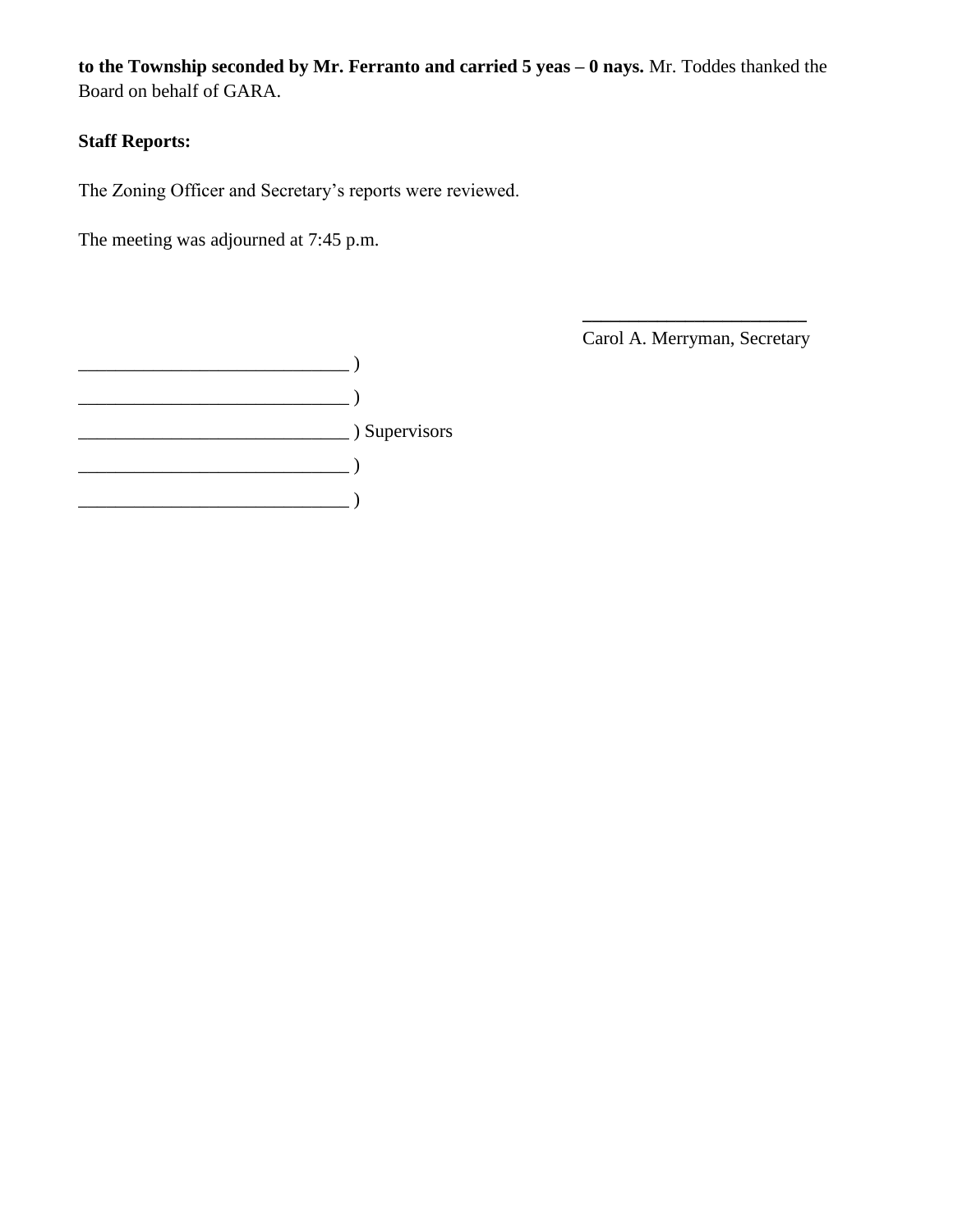**to the Township seconded by Mr. Ferranto and carried 5 yeas – 0 nays.** Mr. Toddes thanked the Board on behalf of GARA.

**Staff Reports:**

The Zoning Officer and Secretary's reports were reviewed.

The meeting was adjourned at 7:45 p.m.

______________________
Carol A. Merryman, Secretary

_____________________________ )
_____________________________ )
_____________________________ ) Supervisors
_____________________________ )
_____________________________ )